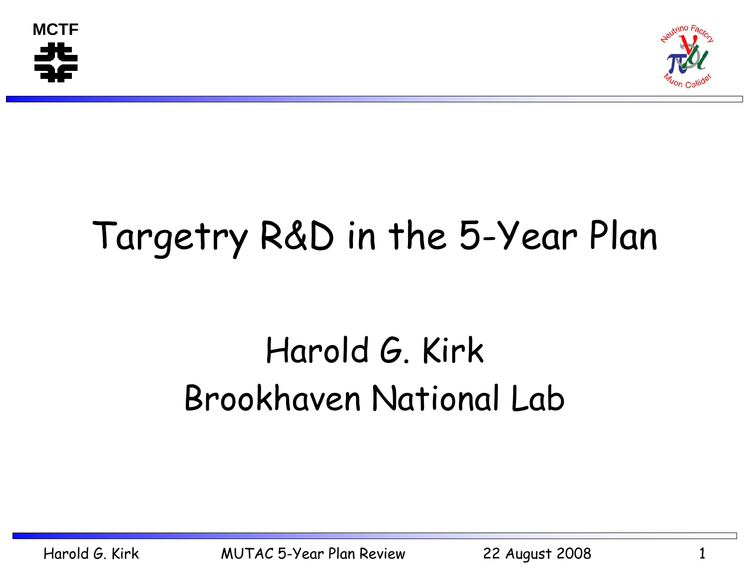# Targetry R&D in the 5-Year Plan

## Harold G. Kirk
## Brookhaven National Lab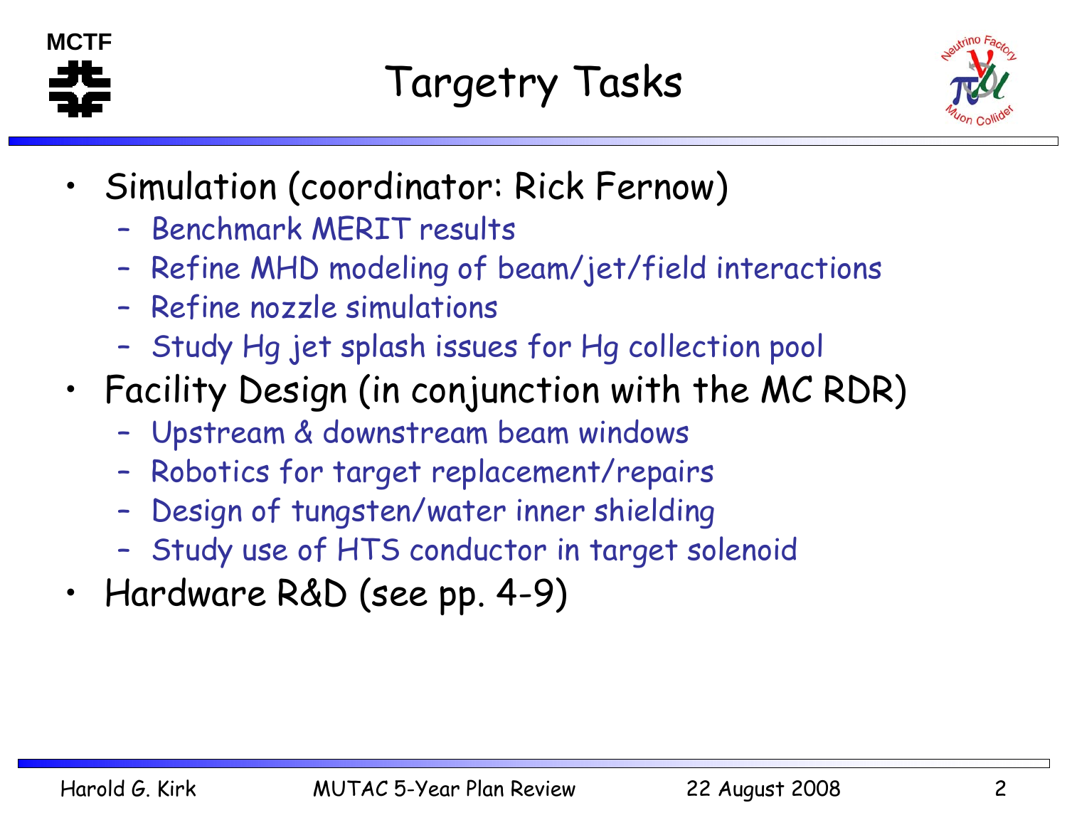# Targetry Tasks

- Simulation (coordinator: Rick Fernow)
  - Benchmark MERIT results
  - Refine MHD modeling of beam/jet/field interactions
  - Refine nozzle simulations
  - Study Hg jet splash issues for Hg collection pool
- Facility Design (in conjunction with the MC RDR)
  - Upstream & downstream beam windows
  - Robotics for target replacement/repairs
  - Design of tungsten/water inner shielding
  - Study use of HTS conductor in target solenoid
- Hardware R&D (see pp. 4-9)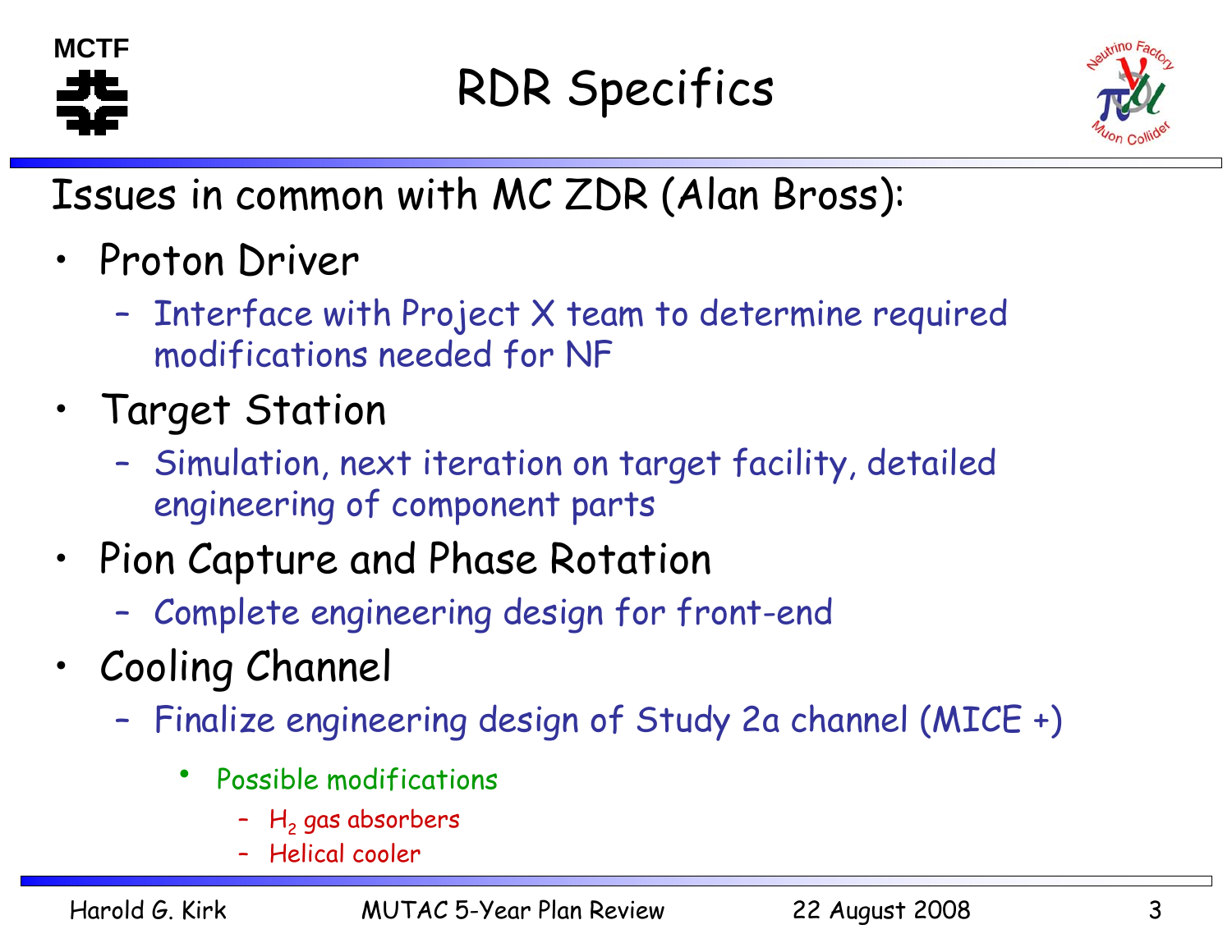# RDR Specifics

Issues in common with MC ZDR (Alan Bross):

- Proton Driver
  - Interface with Project X team to determine required modifications needed for NF
- Target Station
  - Simulation, next iteration on target facility, detailed engineering of component parts
- Pion Capture and Phase Rotation
  - Complete engineering design for front-end
- Cooling Channel
  - Finalize engineering design of Study 2a channel (MICE +)
    - Possible modifications
      - $H_2$ gas absorbers
      - Helical cooler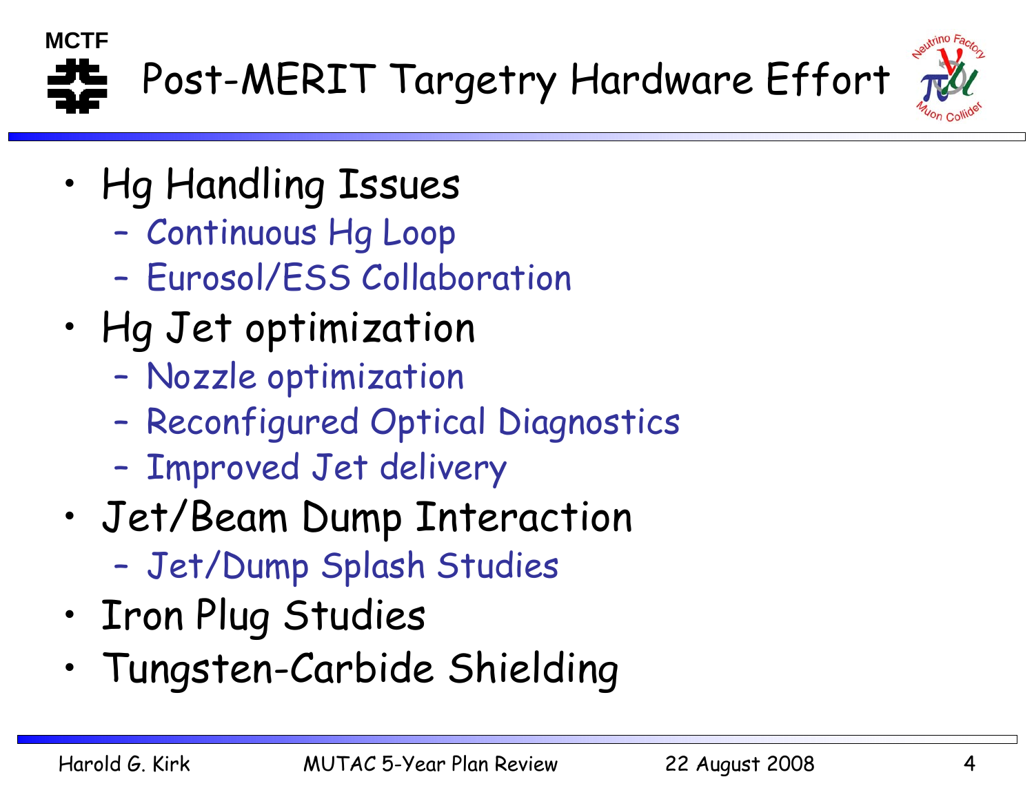# Post-MERIT Targetry Hardware Effort

- Hg Handling Issues
  - Continuous Hg Loop
  - Eurosol/ESS Collaboration
- Hg Jet optimization
  - Nozzle optimization
  - Reconfigured Optical Diagnostics
  - Improved Jet delivery
- Jet/Beam Dump Interaction
  - Jet/Dump Splash Studies
- Iron Plug Studies
- Tungsten-Carbide Shielding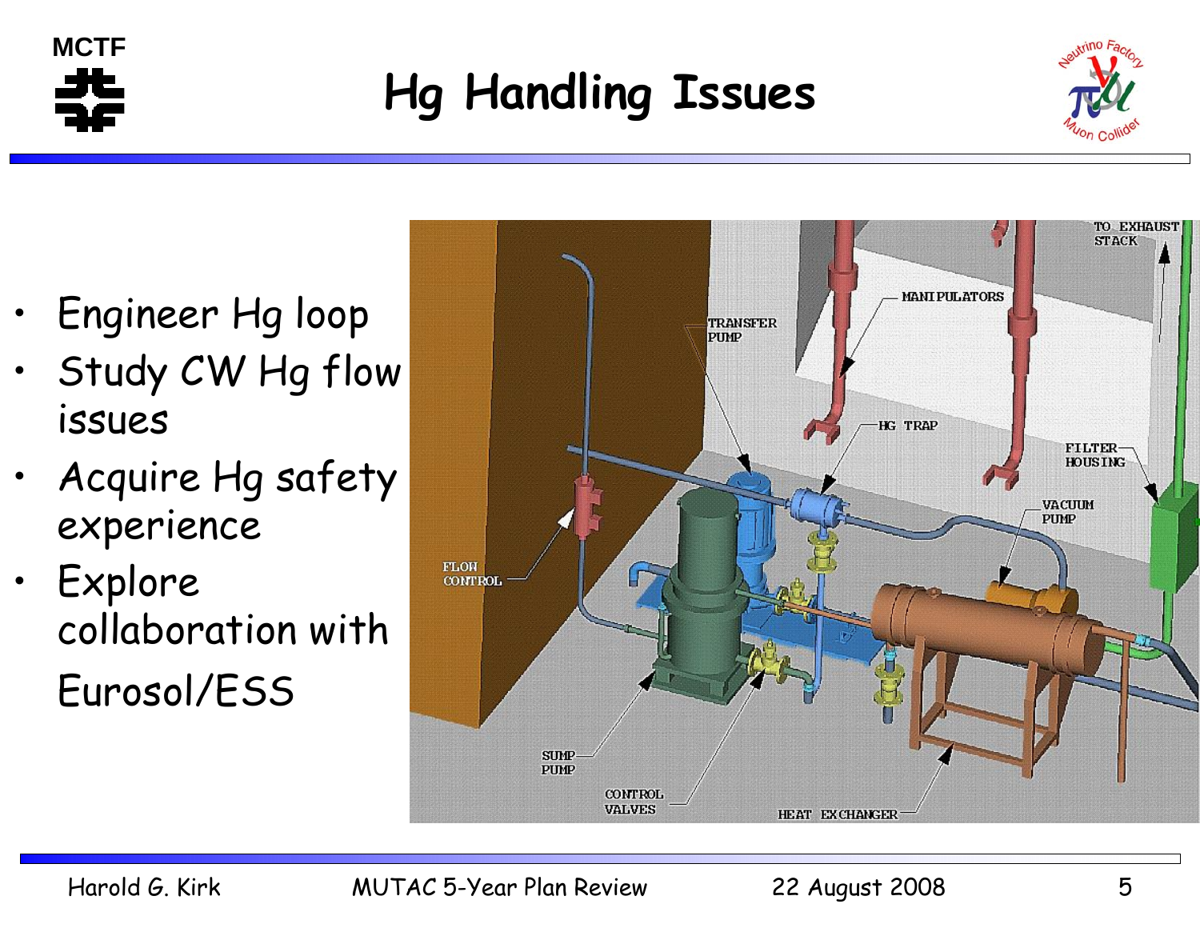# Hg Handling Issues

- Engineer Hg loop
- Study CW Hg flow issues
- Acquire Hg safety experience
- Explore collaboration with Eurosol/ESS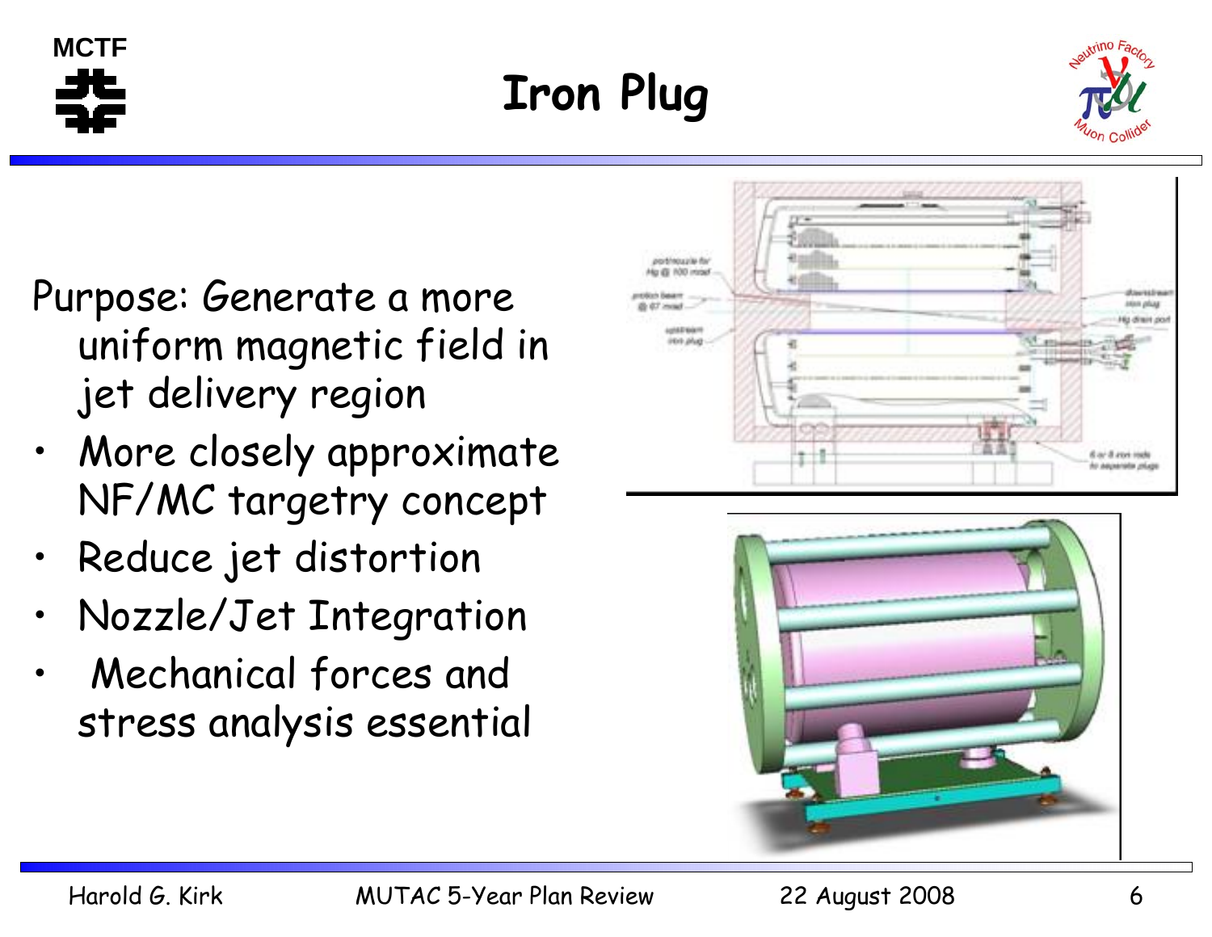# Iron Plug

Purpose: Generate a more uniform magnetic field in jet delivery region

- More closely approximate NF/MC targetry concept
- Reduce jet distortion
- Nozzle/Jet Integration
- Mechanical forces and stress analysis essential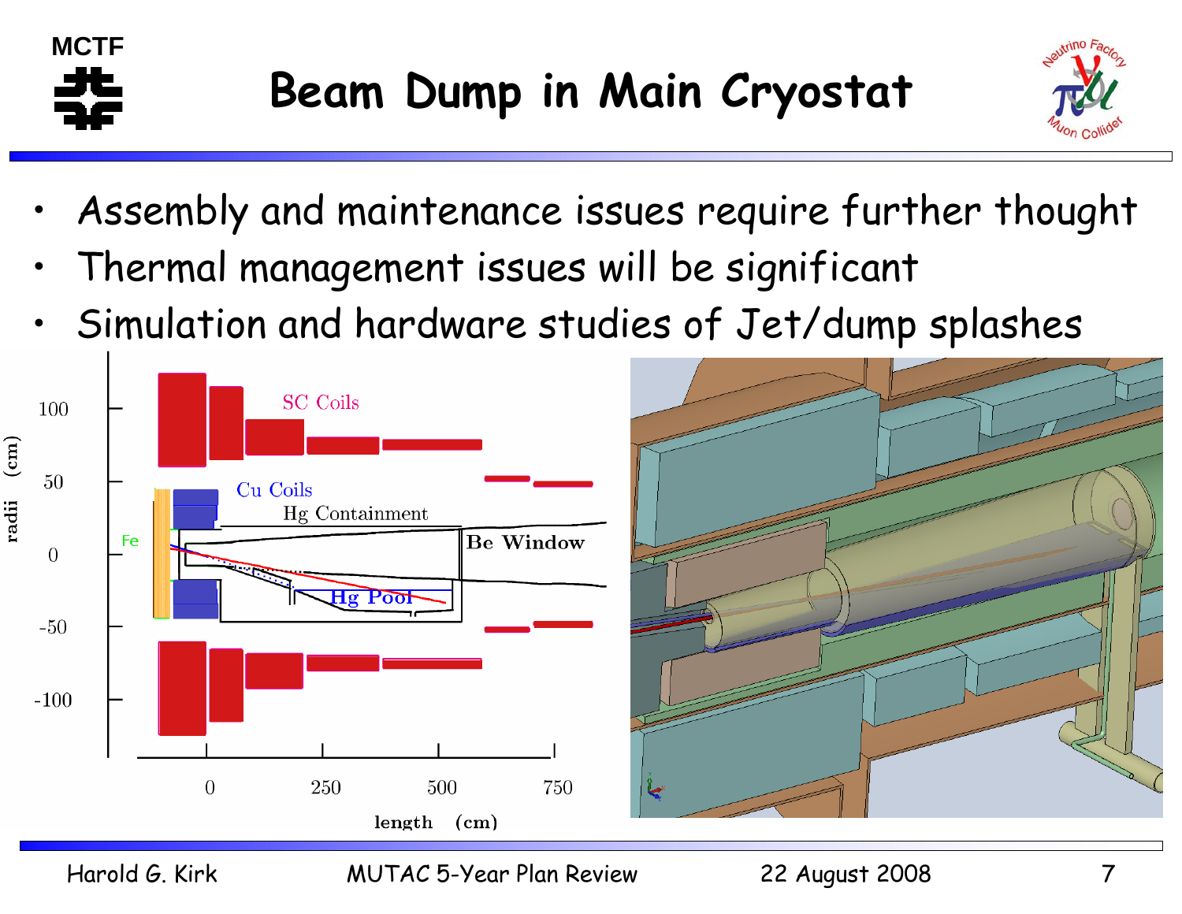# Beam Dump in Main Cryostat

- Assembly and maintenance issues require further thought
- Thermal management issues will be significant
- Simulation and hardware studies of Jet/dump splashes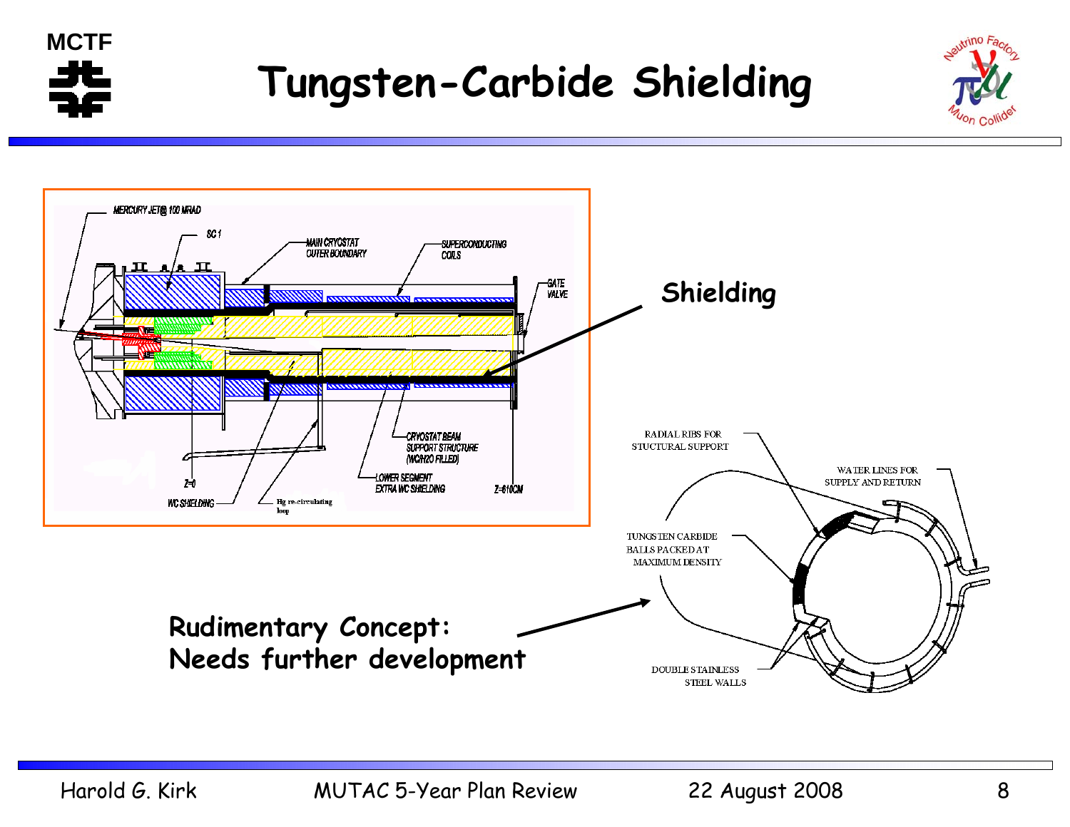# Tungsten-Carbide Shielding

MERCURY JET@ 100 MRAD

SC 1

MAIN CRYOSTAT OUTER BOUNDARY

SUPERCONDUCTING COILS

GATE VALVE

CRYOSTAT BEAM SUPPORT STRUCTURE (WC/H2O FILLED)

LOWER SEGMENT EXTRA WC SHIELDING

Z=0

Z=610CM

WC SHIELDING

Hg re-circulating loop

**Shielding**

RADIAL RIBS FOR STUCTURAL SUPPORT

WATER LINES FOR SUPPLY AND RETURN

TUNGSTEN CARBIDE BALLS PACKED AT MAXIMUM DENSITY

DOUBLE STAINLESS STEEL WALLS

**Rudimentary Concept: Needs further development**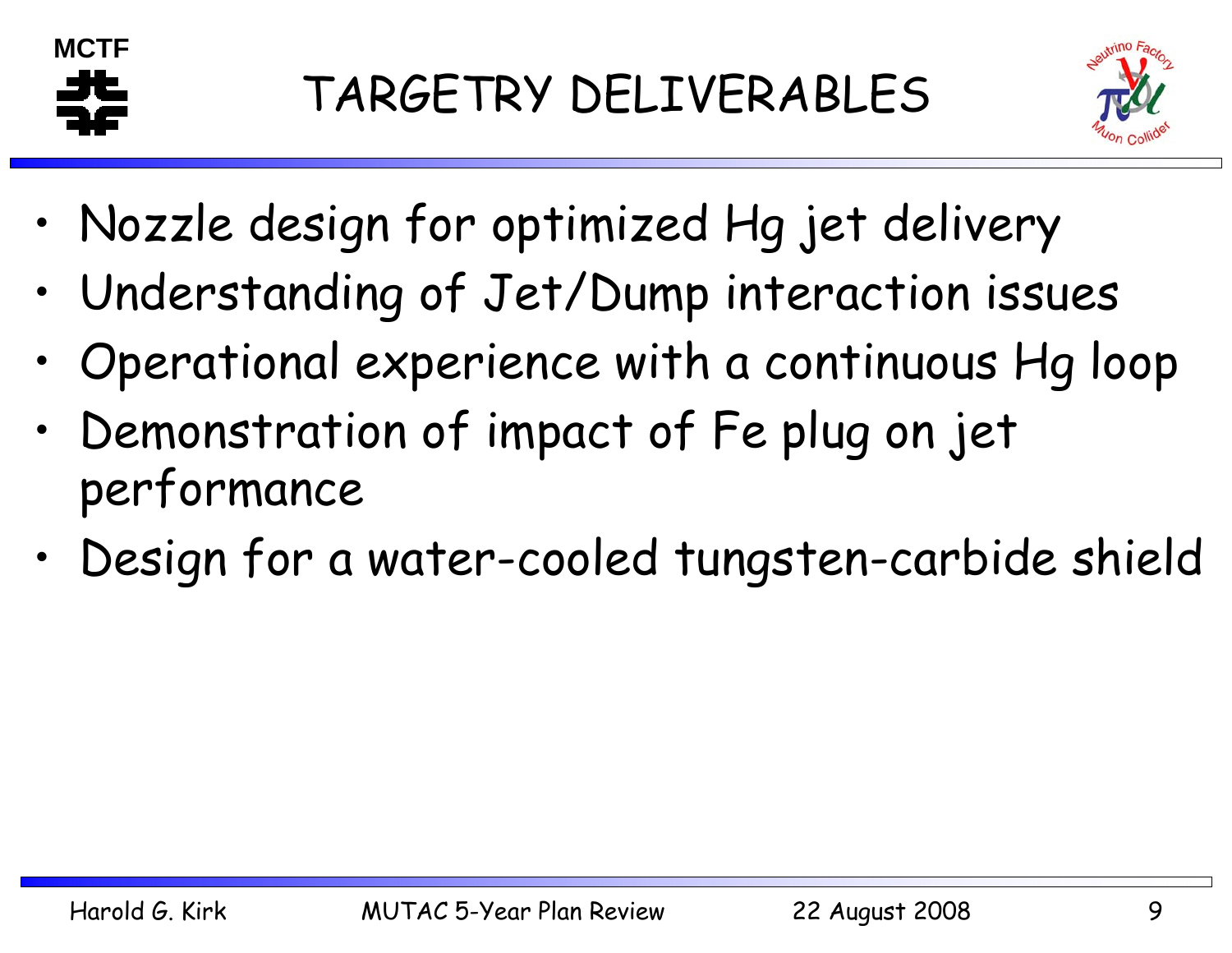# TARGETRY DELIVERABLES

- Nozzle design for optimized Hg jet delivery
- Understanding of Jet/Dump interaction issues
- Operational experience with a continuous Hg loop
- Demonstration of impact of Fe plug on jet performance
- Design for a water-cooled tungsten-carbide shield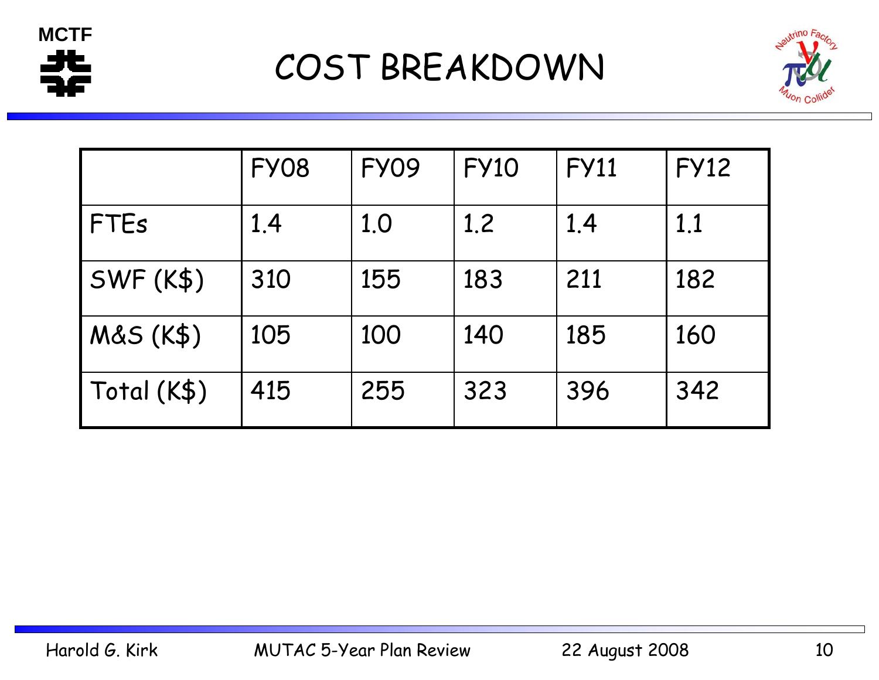# COST BREAKDOWN

| | FY08 | FY09 | FY10 | FY11 | FY12 |
|---|---|---|---|---|---|
| FTEs | 1.4 | 1.0 | 1.2 | 1.4 | 1.1 |
| SWF (K$) | 310 | 155 | 183 | 211 | 182 |
| M&S (K$) | 105 | 100 | 140 | 185 | 160 |
| Total (K$) | 415 | 255 | 323 | 396 | 342 |